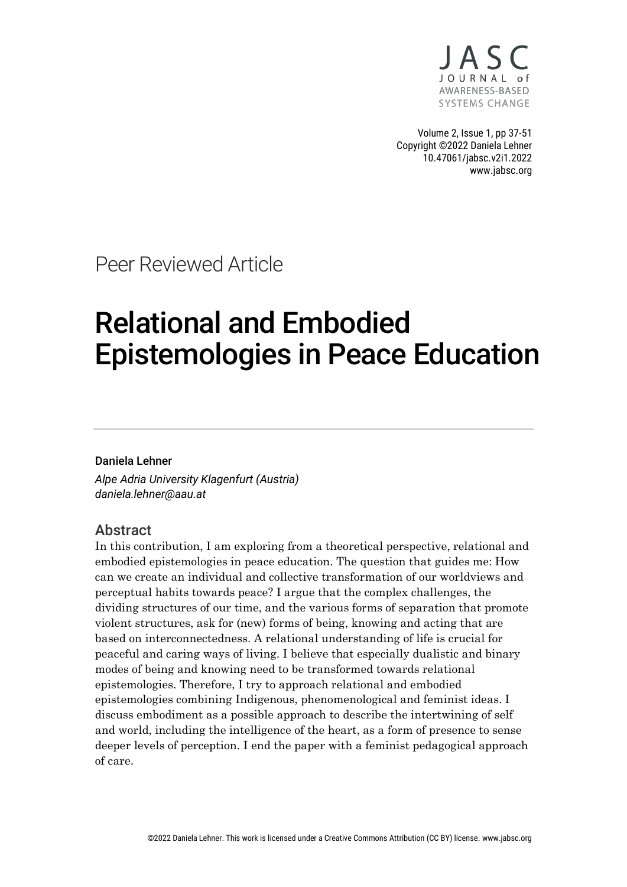Peer Reviewed Article

# Relational and Embodied Epistemologies in Peace Education

**Daniela Lehner**

*Alpe Adria University Klagenfurt (Austria)*
*daniela.lehner@aau.at*

## Abstract

In this contribution, I am exploring from a theoretical perspective, relational and embodied epistemologies in peace education. The question that guides me: How can we create an individual and collective transformation of our worldviews and perceptual habits towards peace? I argue that the complex challenges, the dividing structures of our time, and the various forms of separation that promote violent structures, ask for (new) forms of being, knowing and acting that are based on interconnectedness. A relational understanding of life is crucial for peaceful and caring ways of living. I believe that especially dualistic and binary modes of being and knowing need to be transformed towards relational epistemologies. Therefore, I try to approach relational and embodied epistemologies combining Indigenous, phenomenological and feminist ideas. I discuss embodiment as a possible approach to describe the intertwining of self and world, including the intelligence of the heart, as a form of presence to sense deeper levels of perception. I end the paper with a feminist pedagogical approach of care.

©2022 Daniela Lehner. This work is licensed under a Creative Commons Attribution (CC BY) license. www.jabsc.org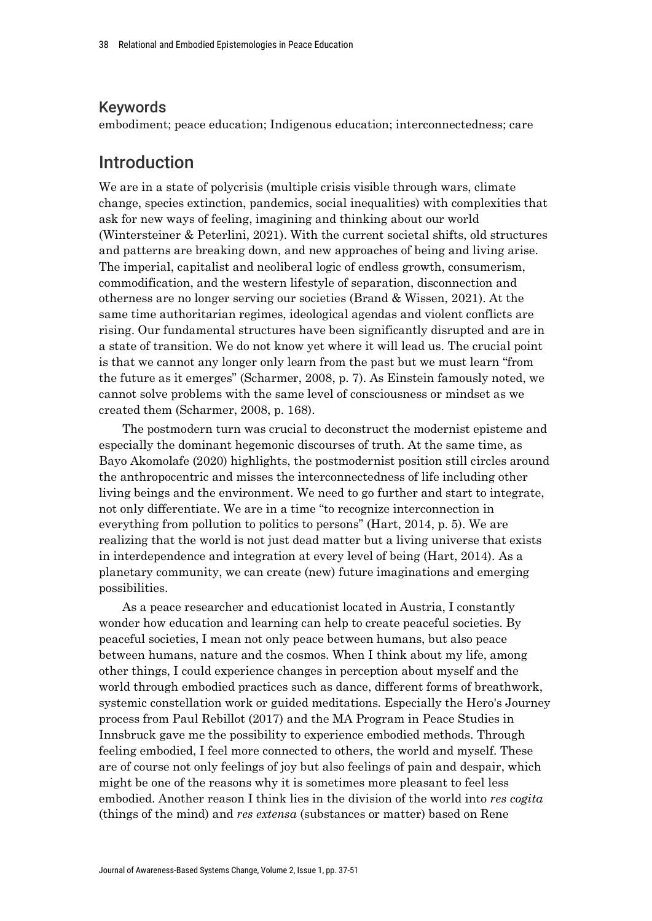## Keywords

embodiment; peace education; Indigenous education; interconnectedness; care

## Introduction

We are in a state of polycrisis (multiple crisis visible through wars, climate change, species extinction, pandemics, social inequalities) with complexities that ask for new ways of feeling, imagining and thinking about our world (Wintersteiner & Peterlini, 2021). With the current societal shifts, old structures and patterns are breaking down, and new approaches of being and living arise. The imperial, capitalist and neoliberal logic of endless growth, consumerism, commodification, and the western lifestyle of separation, disconnection and otherness are no longer serving our societies (Brand & Wissen, 2021). At the same time authoritarian regimes, ideological agendas and violent conflicts are rising. Our fundamental structures have been significantly disrupted and are in a state of transition. We do not know yet where it will lead us. The crucial point is that we cannot any longer only learn from the past but we must learn "from the future as it emerges" (Scharmer, 2008, p. 7). As Einstein famously noted, we cannot solve problems with the same level of consciousness or mindset as we created them (Scharmer, 2008, p. 168).

The postmodern turn was crucial to deconstruct the modernist episteme and especially the dominant hegemonic discourses of truth. At the same time, as Bayo Akomolafe (2020) highlights, the postmodernist position still circles around the anthropocentric and misses the interconnectedness of life including other living beings and the environment. We need to go further and start to integrate, not only differentiate. We are in a time "to recognize interconnection in everything from pollution to politics to persons" (Hart, 2014, p. 5). We are realizing that the world is not just dead matter but a living universe that exists in interdependence and integration at every level of being (Hart, 2014). As a planetary community, we can create (new) future imaginations and emerging possibilities.

As a peace researcher and educationist located in Austria, I constantly wonder how education and learning can help to create peaceful societies. By peaceful societies, I mean not only peace between humans, but also peace between humans, nature and the cosmos. When I think about my life, among other things, I could experience changes in perception about myself and the world through embodied practices such as dance, different forms of breathwork, systemic constellation work or guided meditations. Especially the Hero's Journey process from Paul Rebillot (2017) and the MA Program in Peace Studies in Innsbruck gave me the possibility to experience embodied methods. Through feeling embodied, I feel more connected to others, the world and myself. These are of course not only feelings of joy but also feelings of pain and despair, which might be one of the reasons why it is sometimes more pleasant to feel less embodied. Another reason I think lies in the division of the world into *res cogita* (things of the mind) and *res extensa* (substances or matter) based on Rene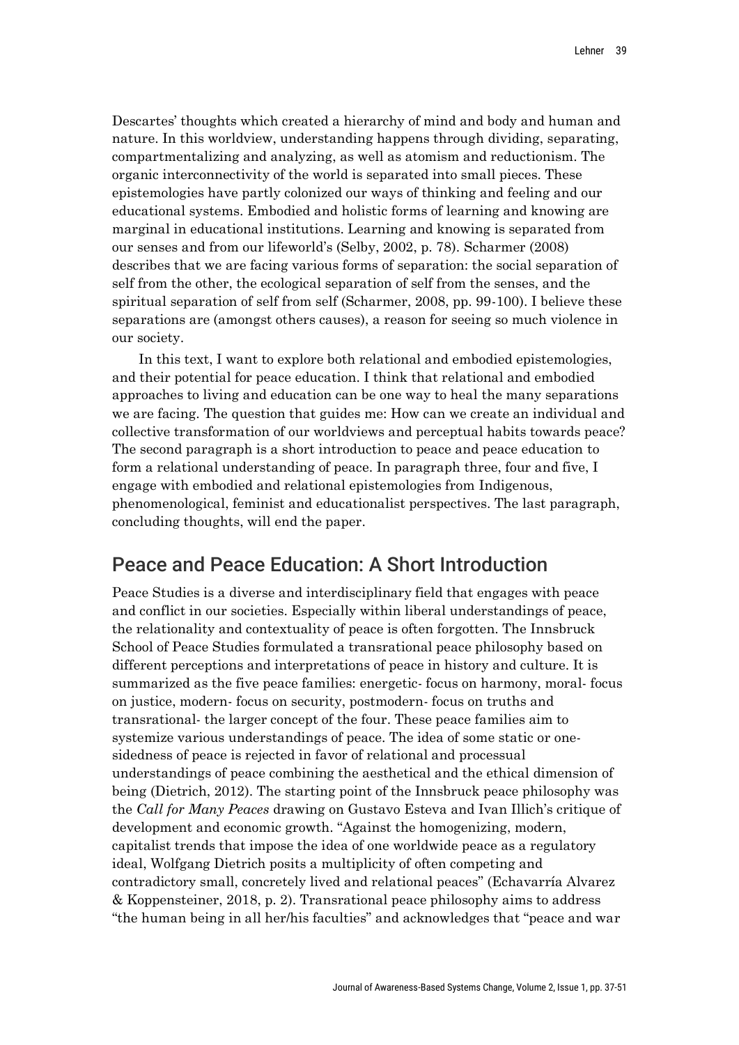Descartes' thoughts which created a hierarchy of mind and body and human and nature. In this worldview, understanding happens through dividing, separating, compartmentalizing and analyzing, as well as atomism and reductionism. The organic interconnectivity of the world is separated into small pieces. These epistemologies have partly colonized our ways of thinking and feeling and our educational systems. Embodied and holistic forms of learning and knowing are marginal in educational institutions. Learning and knowing is separated from our senses and from our lifeworld's (Selby, 2002, p. 78). Scharmer (2008) describes that we are facing various forms of separation: the social separation of self from the other, the ecological separation of self from the senses, and the spiritual separation of self from self (Scharmer, 2008, pp. 99-100). I believe these separations are (amongst others causes), a reason for seeing so much violence in our society.

In this text, I want to explore both relational and embodied epistemologies, and their potential for peace education. I think that relational and embodied approaches to living and education can be one way to heal the many separations we are facing. The question that guides me: How can we create an individual and collective transformation of our worldviews and perceptual habits towards peace? The second paragraph is a short introduction to peace and peace education to form a relational understanding of peace. In paragraph three, four and five, I engage with embodied and relational epistemologies from Indigenous, phenomenological, feminist and educationalist perspectives. The last paragraph, concluding thoughts, will end the paper.

## Peace and Peace Education: A Short Introduction

Peace Studies is a diverse and interdisciplinary field that engages with peace and conflict in our societies. Especially within liberal understandings of peace, the relationality and contextuality of peace is often forgotten. The Innsbruck School of Peace Studies formulated a transrational peace philosophy based on different perceptions and interpretations of peace in history and culture. It is summarized as the five peace families: energetic- focus on harmony, moral- focus on justice, modern- focus on security, postmodern- focus on truths and transrational- the larger concept of the four. These peace families aim to systemize various understandings of peace. The idea of some static or one-sidedness of peace is rejected in favor of relational and processual understandings of peace combining the aesthetical and the ethical dimension of being (Dietrich, 2012). The starting point of the Innsbruck peace philosophy was the *Call for Many Peaces* drawing on Gustavo Esteva and Ivan Illich's critique of development and economic growth. "Against the homogenizing, modern, capitalist trends that impose the idea of one worldwide peace as a regulatory ideal, Wolfgang Dietrich posits a multiplicity of often competing and contradictory small, concretely lived and relational peaces" (Echavarría Alvarez & Koppensteiner, 2018, p. 2). Transrational peace philosophy aims to address "the human being in all her/his faculties" and acknowledges that "peace and war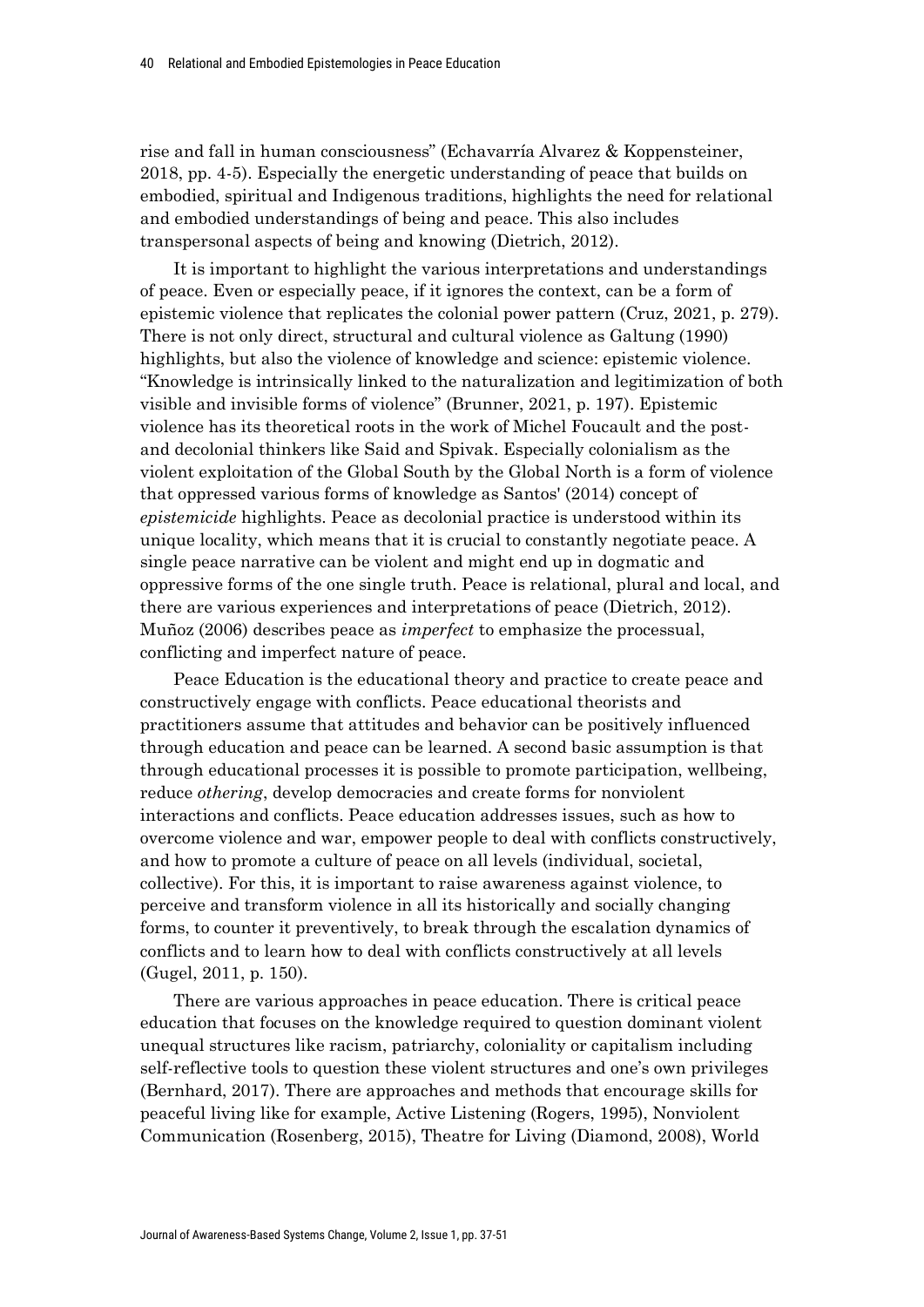rise and fall in human consciousness" (Echavarría Alvarez & Koppensteiner, 2018, pp. 4-5). Especially the energetic understanding of peace that builds on embodied, spiritual and Indigenous traditions, highlights the need for relational and embodied understandings of being and peace. This also includes transpersonal aspects of being and knowing (Dietrich, 2012).

It is important to highlight the various interpretations and understandings of peace. Even or especially peace, if it ignores the context, can be a form of epistemic violence that replicates the colonial power pattern (Cruz, 2021, p. 279). There is not only direct, structural and cultural violence as Galtung (1990) highlights, but also the violence of knowledge and science: epistemic violence. "Knowledge is intrinsically linked to the naturalization and legitimization of both visible and invisible forms of violence" (Brunner, 2021, p. 197). Epistemic violence has its theoretical roots in the work of Michel Foucault and the post- and decolonial thinkers like Said and Spivak. Especially colonialism as the violent exploitation of the Global South by the Global North is a form of violence that oppressed various forms of knowledge as Santos' (2014) concept of *epistemicide* highlights. Peace as decolonial practice is understood within its unique locality, which means that it is crucial to constantly negotiate peace. A single peace narrative can be violent and might end up in dogmatic and oppressive forms of the one single truth. Peace is relational, plural and local, and there are various experiences and interpretations of peace (Dietrich, 2012). Muñoz (2006) describes peace as *imperfect* to emphasize the processual, conflicting and imperfect nature of peace.

Peace Education is the educational theory and practice to create peace and constructively engage with conflicts. Peace educational theorists and practitioners assume that attitudes and behavior can be positively influenced through education and peace can be learned. A second basic assumption is that through educational processes it is possible to promote participation, wellbeing, reduce *othering*, develop democracies and create forms for nonviolent interactions and conflicts. Peace education addresses issues, such as how to overcome violence and war, empower people to deal with conflicts constructively, and how to promote a culture of peace on all levels (individual, societal, collective). For this, it is important to raise awareness against violence, to perceive and transform violence in all its historically and socially changing forms, to counter it preventively, to break through the escalation dynamics of conflicts and to learn how to deal with conflicts constructively at all levels (Gugel, 2011, p. 150).

There are various approaches in peace education. There is critical peace education that focuses on the knowledge required to question dominant violent unequal structures like racism, patriarchy, coloniality or capitalism including self-reflective tools to question these violent structures and one's own privileges (Bernhard, 2017). There are approaches and methods that encourage skills for peaceful living like for example, Active Listening (Rogers, 1995), Nonviolent Communication (Rosenberg, 2015), Theatre for Living (Diamond, 2008), World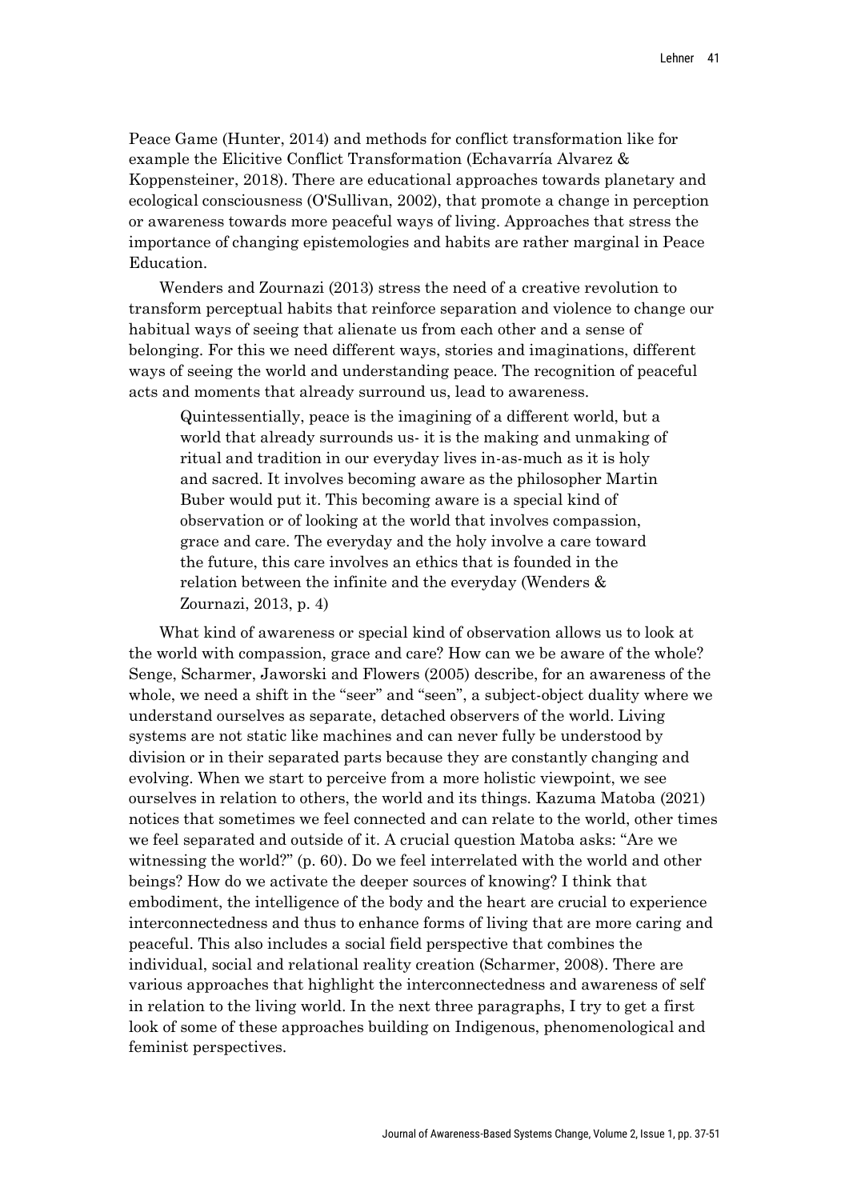Peace Game (Hunter, 2014) and methods for conflict transformation like for example the Elicitive Conflict Transformation (Echavarría Alvarez & Koppensteiner, 2018). There are educational approaches towards planetary and ecological consciousness (O'Sullivan, 2002), that promote a change in perception or awareness towards more peaceful ways of living. Approaches that stress the importance of changing epistemologies and habits are rather marginal in Peace Education.

Wenders and Zournazi (2013) stress the need of a creative revolution to transform perceptual habits that reinforce separation and violence to change our habitual ways of seeing that alienate us from each other and a sense of belonging. For this we need different ways, stories and imaginations, different ways of seeing the world and understanding peace. The recognition of peaceful acts and moments that already surround us, lead to awareness.

> Quintessentially, peace is the imagining of a different world, but a world that already surrounds us- it is the making and unmaking of ritual and tradition in our everyday lives in-as-much as it is holy and sacred. It involves becoming aware as the philosopher Martin Buber would put it. This becoming aware is a special kind of observation or of looking at the world that involves compassion, grace and care. The everyday and the holy involve a care toward the future, this care involves an ethics that is founded in the relation between the infinite and the everyday (Wenders & Zournazi, 2013, p. 4)

What kind of awareness or special kind of observation allows us to look at the world with compassion, grace and care? How can we be aware of the whole? Senge, Scharmer, Jaworski and Flowers (2005) describe, for an awareness of the whole, we need a shift in the "seer" and "seen", a subject-object duality where we understand ourselves as separate, detached observers of the world. Living systems are not static like machines and can never fully be understood by division or in their separated parts because they are constantly changing and evolving. When we start to perceive from a more holistic viewpoint, we see ourselves in relation to others, the world and its things. Kazuma Matoba (2021) notices that sometimes we feel connected and can relate to the world, other times we feel separated and outside of it. A crucial question Matoba asks: "Are we witnessing the world?" (p. 60). Do we feel interrelated with the world and other beings? How do we activate the deeper sources of knowing? I think that embodiment, the intelligence of the body and the heart are crucial to experience interconnectedness and thus to enhance forms of living that are more caring and peaceful. This also includes a social field perspective that combines the individual, social and relational reality creation (Scharmer, 2008). There are various approaches that highlight the interconnectedness and awareness of self in relation to the living world. In the next three paragraphs, I try to get a first look of some of these approaches building on Indigenous, phenomenological and feminist perspectives.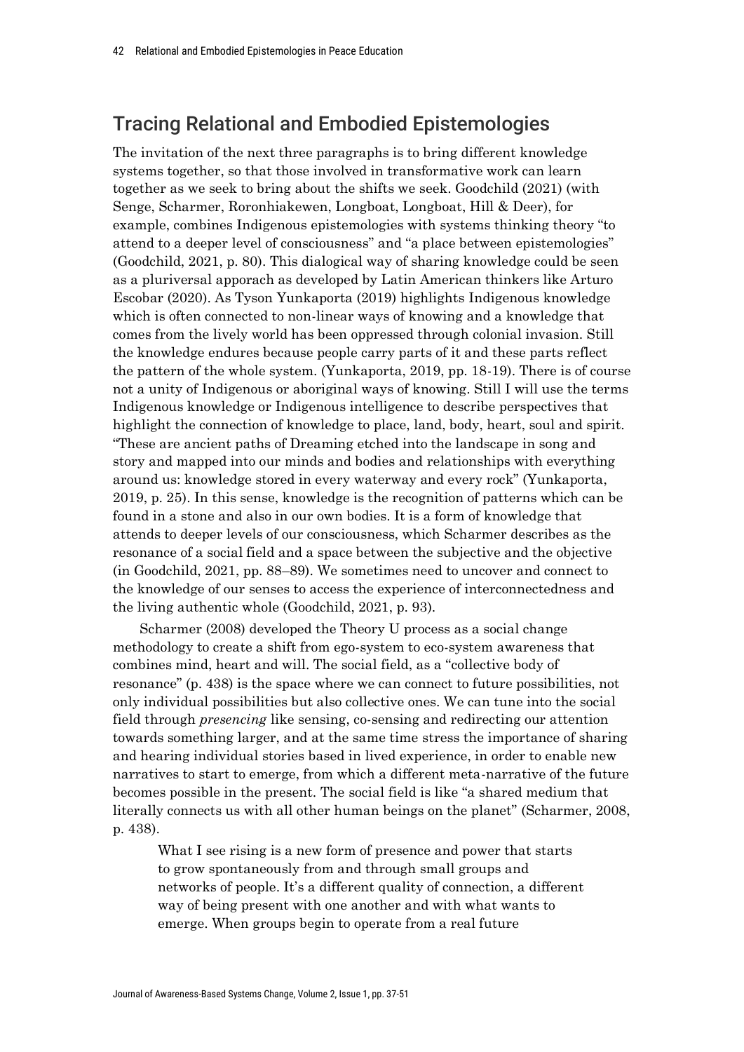## Tracing Relational and Embodied Epistemologies

The invitation of the next three paragraphs is to bring different knowledge systems together, so that those involved in transformative work can learn together as we seek to bring about the shifts we seek. Goodchild (2021) (with Senge, Scharmer, Roronhiakewen, Longboat, Longboat, Hill & Deer), for example, combines Indigenous epistemologies with systems thinking theory "to attend to a deeper level of consciousness" and "a place between epistemologies" (Goodchild, 2021, p. 80). This dialogical way of sharing knowledge could be seen as a pluriversal apporach as developed by Latin American thinkers like Arturo Escobar (2020). As Tyson Yunkaporta (2019) highlights Indigenous knowledge which is often connected to non-linear ways of knowing and a knowledge that comes from the lively world has been oppressed through colonial invasion. Still the knowledge endures because people carry parts of it and these parts reflect the pattern of the whole system. (Yunkaporta, 2019, pp. 18-19). There is of course not a unity of Indigenous or aboriginal ways of knowing. Still I will use the terms Indigenous knowledge or Indigenous intelligence to describe perspectives that highlight the connection of knowledge to place, land, body, heart, soul and spirit. "These are ancient paths of Dreaming etched into the landscape in song and story and mapped into our minds and bodies and relationships with everything around us: knowledge stored in every waterway and every rock" (Yunkaporta, 2019, p. 25). In this sense, knowledge is the recognition of patterns which can be found in a stone and also in our own bodies. It is a form of knowledge that attends to deeper levels of our consciousness, which Scharmer describes as the resonance of a social field and a space between the subjective and the objective (in Goodchild, 2021, pp. 88–89). We sometimes need to uncover and connect to the knowledge of our senses to access the experience of interconnectedness and the living authentic whole (Goodchild, 2021, p. 93).

Scharmer (2008) developed the Theory U process as a social change methodology to create a shift from ego-system to eco-system awareness that combines mind, heart and will. The social field, as a "collective body of resonance" (p. 438) is the space where we can connect to future possibilities, not only individual possibilities but also collective ones. We can tune into the social field through *presencing* like sensing, co-sensing and redirecting our attention towards something larger, and at the same time stress the importance of sharing and hearing individual stories based in lived experience, in order to enable new narratives to start to emerge, from which a different meta-narrative of the future becomes possible in the present. The social field is like "a shared medium that literally connects us with all other human beings on the planet" (Scharmer, 2008, p. 438).

> What I see rising is a new form of presence and power that starts to grow spontaneously from and through small groups and networks of people. It's a different quality of connection, a different way of being present with one another and with what wants to emerge. When groups begin to operate from a real future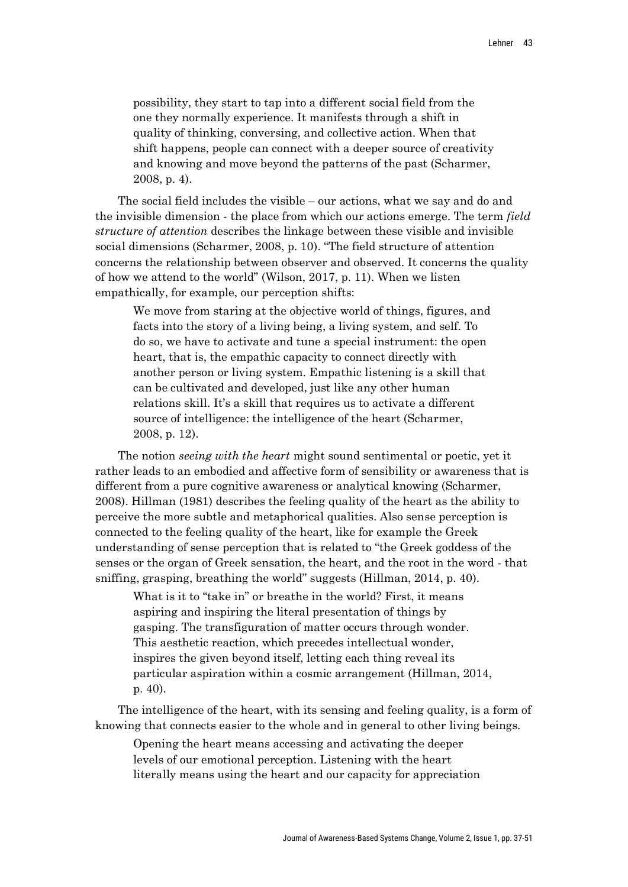> possibility, they start to tap into a different social field from the one they normally experience. It manifests through a shift in quality of thinking, conversing, and collective action. When that shift happens, people can connect with a deeper source of creativity and knowing and move beyond the patterns of the past (Scharmer, 2008, p. 4).

The social field includes the visible – our actions, what we say and do and the invisible dimension - the place from which our actions emerge. The term *field structure of attention* describes the linkage between these visible and invisible social dimensions (Scharmer, 2008, p. 10). "The field structure of attention concerns the relationship between observer and observed. It concerns the quality of how we attend to the world" (Wilson, 2017, p. 11). When we listen empathically, for example, our perception shifts:

> We move from staring at the objective world of things, figures, and facts into the story of a living being, a living system, and self. To do so, we have to activate and tune a special instrument: the open heart, that is, the empathic capacity to connect directly with another person or living system. Empathic listening is a skill that can be cultivated and developed, just like any other human relations skill. It's a skill that requires us to activate a different source of intelligence: the intelligence of the heart (Scharmer, 2008, p. 12).

The notion *seeing with the heart* might sound sentimental or poetic, yet it rather leads to an embodied and affective form of sensibility or awareness that is different from a pure cognitive awareness or analytical knowing (Scharmer, 2008). Hillman (1981) describes the feeling quality of the heart as the ability to perceive the more subtle and metaphorical qualities. Also sense perception is connected to the feeling quality of the heart, like for example the Greek understanding of sense perception that is related to "the Greek goddess of the senses or the organ of Greek sensation, the heart, and the root in the word - that sniffing, grasping, breathing the world" suggests (Hillman, 2014, p. 40).

> What is it to "take in" or breathe in the world? First, it means aspiring and inspiring the literal presentation of things by gasping. The transfiguration of matter occurs through wonder. This aesthetic reaction, which precedes intellectual wonder, inspires the given beyond itself, letting each thing reveal its particular aspiration within a cosmic arrangement (Hillman, 2014, p. 40).

The intelligence of the heart, with its sensing and feeling quality, is a form of knowing that connects easier to the whole and in general to other living beings.

> Opening the heart means accessing and activating the deeper levels of our emotional perception. Listening with the heart literally means using the heart and our capacity for appreciation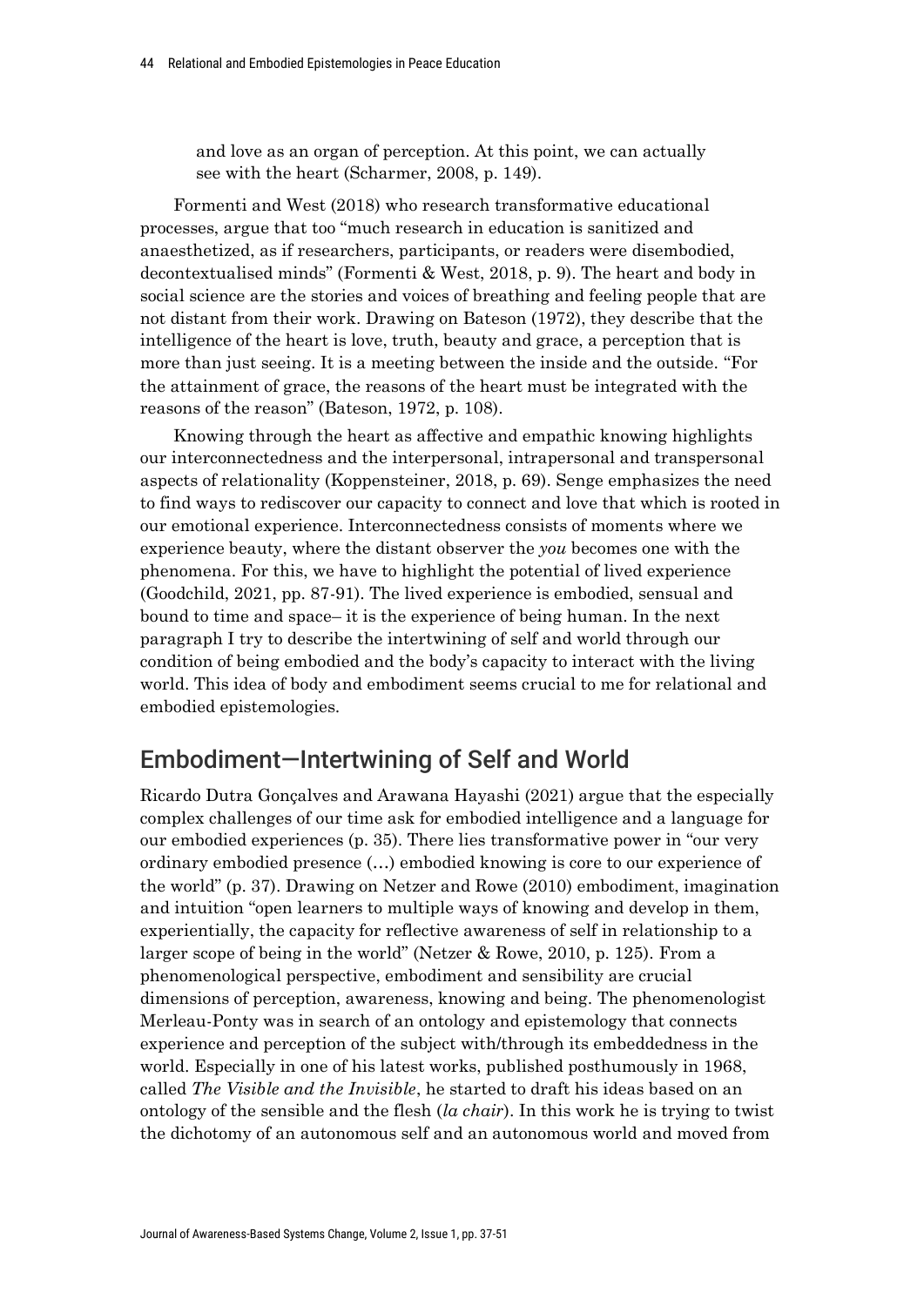> and love as an organ of perception. At this point, we can actually see with the heart (Scharmer, 2008, p. 149).

Formenti and West (2018) who research transformative educational processes, argue that too "much research in education is sanitized and anaesthetized, as if researchers, participants, or readers were disembodied, decontextualised minds" (Formenti & West, 2018, p. 9). The heart and body in social science are the stories and voices of breathing and feeling people that are not distant from their work. Drawing on Bateson (1972), they describe that the intelligence of the heart is love, truth, beauty and grace, a perception that is more than just seeing. It is a meeting between the inside and the outside. "For the attainment of grace, the reasons of the heart must be integrated with the reasons of the reason" (Bateson, 1972, p. 108).

Knowing through the heart as affective and empathic knowing highlights our interconnectedness and the interpersonal, intrapersonal and transpersonal aspects of relationality (Koppensteiner, 2018, p. 69). Senge emphasizes the need to find ways to rediscover our capacity to connect and love that which is rooted in our emotional experience. Interconnectedness consists of moments where we experience beauty, where the distant observer the *you* becomes one with the phenomena. For this, we have to highlight the potential of lived experience (Goodchild, 2021, pp. 87-91). The lived experience is embodied, sensual and bound to time and space– it is the experience of being human. In the next paragraph I try to describe the intertwining of self and world through our condition of being embodied and the body's capacity to interact with the living world. This idea of body and embodiment seems crucial to me for relational and embodied epistemologies.

## Embodiment—Intertwining of Self and World

Ricardo Dutra Gonçalves and Arawana Hayashi (2021) argue that the especially complex challenges of our time ask for embodied intelligence and a language for our embodied experiences (p. 35). There lies transformative power in "our very ordinary embodied presence (…) embodied knowing is core to our experience of the world" (p. 37). Drawing on Netzer and Rowe (2010) embodiment, imagination and intuition "open learners to multiple ways of knowing and develop in them, experientially, the capacity for reflective awareness of self in relationship to a larger scope of being in the world" (Netzer & Rowe, 2010, p. 125). From a phenomenological perspective, embodiment and sensibility are crucial dimensions of perception, awareness, knowing and being. The phenomenologist Merleau-Ponty was in search of an ontology and epistemology that connects experience and perception of the subject with/through its embeddedness in the world. Especially in one of his latest works, published posthumously in 1968, called *The Visible and the Invisible*, he started to draft his ideas based on an ontology of the sensible and the flesh (*la chair*). In this work he is trying to twist the dichotomy of an autonomous self and an autonomous world and moved from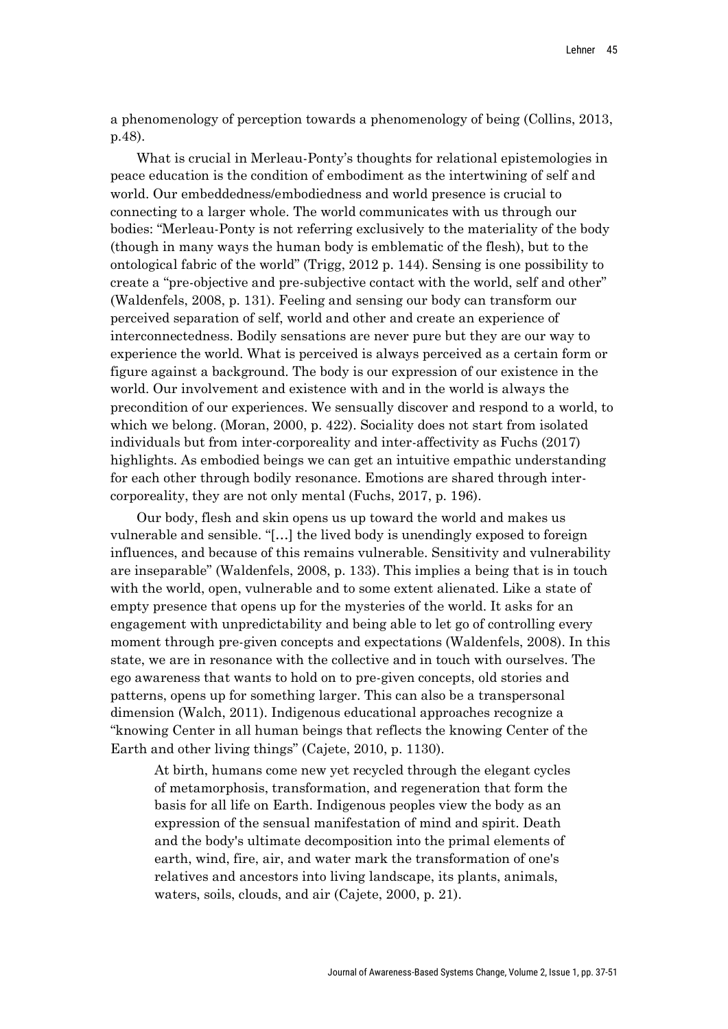a phenomenology of perception towards a phenomenology of being (Collins, 2013, p.48).

What is crucial in Merleau-Ponty's thoughts for relational epistemologies in peace education is the condition of embodiment as the intertwining of self and world. Our embeddedness/embodiedness and world presence is crucial to connecting to a larger whole. The world communicates with us through our bodies: "Merleau-Ponty is not referring exclusively to the materiality of the body (though in many ways the human body is emblematic of the flesh), but to the ontological fabric of the world" (Trigg, 2012 p. 144). Sensing is one possibility to create a "pre-objective and pre-subjective contact with the world, self and other" (Waldenfels, 2008, p. 131). Feeling and sensing our body can transform our perceived separation of self, world and other and create an experience of interconnectedness. Bodily sensations are never pure but they are our way to experience the world. What is perceived is always perceived as a certain form or figure against a background. The body is our expression of our existence in the world. Our involvement and existence with and in the world is always the precondition of our experiences. We sensually discover and respond to a world, to which we belong. (Moran, 2000, p. 422). Sociality does not start from isolated individuals but from inter-corporeality and inter-affectivity as Fuchs (2017) highlights. As embodied beings we can get an intuitive empathic understanding for each other through bodily resonance. Emotions are shared through inter-corporeality, they are not only mental (Fuchs, 2017, p. 196).

Our body, flesh and skin opens us up toward the world and makes us vulnerable and sensible. "[…] the lived body is unendingly exposed to foreign influences, and because of this remains vulnerable. Sensitivity and vulnerability are inseparable" (Waldenfels, 2008, p. 133). This implies a being that is in touch with the world, open, vulnerable and to some extent alienated. Like a state of empty presence that opens up for the mysteries of the world. It asks for an engagement with unpredictability and being able to let go of controlling every moment through pre-given concepts and expectations (Waldenfels, 2008). In this state, we are in resonance with the collective and in touch with ourselves. The ego awareness that wants to hold on to pre-given concepts, old stories and patterns, opens up for something larger. This can also be a transpersonal dimension (Walch, 2011). Indigenous educational approaches recognize a "knowing Center in all human beings that reflects the knowing Center of the Earth and other living things" (Cajete, 2010, p. 1130).

> At birth, humans come new yet recycled through the elegant cycles of metamorphosis, transformation, and regeneration that form the basis for all life on Earth. Indigenous peoples view the body as an expression of the sensual manifestation of mind and spirit. Death and the body's ultimate decomposition into the primal elements of earth, wind, fire, air, and water mark the transformation of one's relatives and ancestors into living landscape, its plants, animals, waters, soils, clouds, and air (Cajete, 2000, p. 21).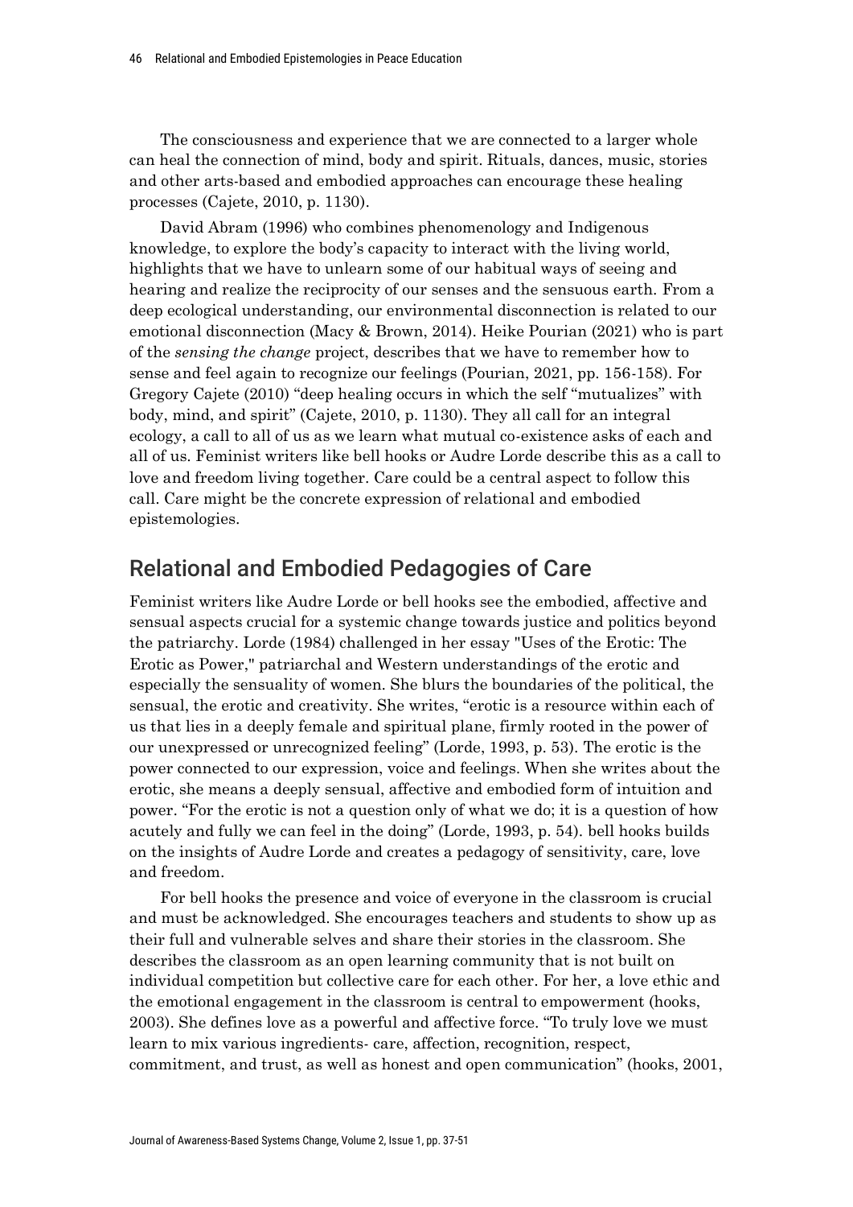The consciousness and experience that we are connected to a larger whole can heal the connection of mind, body and spirit. Rituals, dances, music, stories and other arts-based and embodied approaches can encourage these healing processes (Cajete, 2010, p. 1130).

David Abram (1996) who combines phenomenology and Indigenous knowledge, to explore the body's capacity to interact with the living world, highlights that we have to unlearn some of our habitual ways of seeing and hearing and realize the reciprocity of our senses and the sensuous earth. From a deep ecological understanding, our environmental disconnection is related to our emotional disconnection (Macy & Brown, 2014). Heike Pourian (2021) who is part of the *sensing the change* project, describes that we have to remember how to sense and feel again to recognize our feelings (Pourian, 2021, pp. 156-158). For Gregory Cajete (2010) "deep healing occurs in which the self "mutualizes" with body, mind, and spirit" (Cajete, 2010, p. 1130). They all call for an integral ecology, a call to all of us as we learn what mutual co-existence asks of each and all of us. Feminist writers like bell hooks or Audre Lorde describe this as a call to love and freedom living together. Care could be a central aspect to follow this call. Care might be the concrete expression of relational and embodied epistemologies.

## Relational and Embodied Pedagogies of Care

Feminist writers like Audre Lorde or bell hooks see the embodied, affective and sensual aspects crucial for a systemic change towards justice and politics beyond the patriarchy. Lorde (1984) challenged in her essay "Uses of the Erotic: The Erotic as Power," patriarchal and Western understandings of the erotic and especially the sensuality of women. She blurs the boundaries of the political, the sensual, the erotic and creativity. She writes, "erotic is a resource within each of us that lies in a deeply female and spiritual plane, firmly rooted in the power of our unexpressed or unrecognized feeling" (Lorde, 1993, p. 53). The erotic is the power connected to our expression, voice and feelings. When she writes about the erotic, she means a deeply sensual, affective and embodied form of intuition and power. "For the erotic is not a question only of what we do; it is a question of how acutely and fully we can feel in the doing" (Lorde, 1993, p. 54). bell hooks builds on the insights of Audre Lorde and creates a pedagogy of sensitivity, care, love and freedom.

For bell hooks the presence and voice of everyone in the classroom is crucial and must be acknowledged. She encourages teachers and students to show up as their full and vulnerable selves and share their stories in the classroom. She describes the classroom as an open learning community that is not built on individual competition but collective care for each other. For her, a love ethic and the emotional engagement in the classroom is central to empowerment (hooks, 2003). She defines love as a powerful and affective force. "To truly love we must learn to mix various ingredients- care, affection, recognition, respect, commitment, and trust, as well as honest and open communication" (hooks, 2001,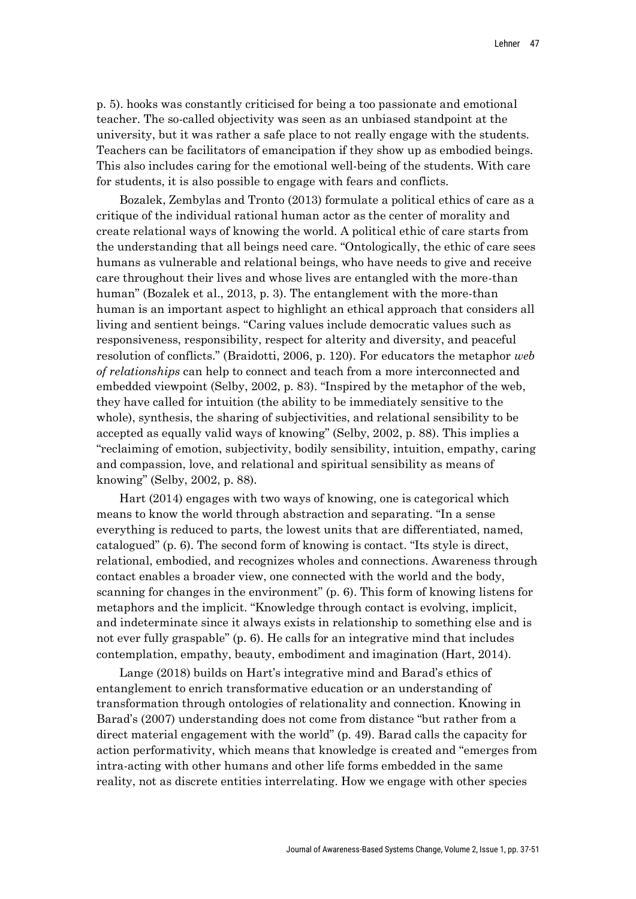p. 5). hooks was constantly criticised for being a too passionate and emotional teacher. The so-called objectivity was seen as an unbiased standpoint at the university, but it was rather a safe place to not really engage with the students. Teachers can be facilitators of emancipation if they show up as embodied beings. This also includes caring for the emotional well-being of the students. With care for students, it is also possible to engage with fears and conflicts.

Bozalek, Zembylas and Tronto (2013) formulate a political ethics of care as a critique of the individual rational human actor as the center of morality and create relational ways of knowing the world. A political ethic of care starts from the understanding that all beings need care. "Ontologically, the ethic of care sees humans as vulnerable and relational beings, who have needs to give and receive care throughout their lives and whose lives are entangled with the more-than human" (Bozalek et al., 2013, p. 3). The entanglement with the more-than human is an important aspect to highlight an ethical approach that considers all living and sentient beings. "Caring values include democratic values such as responsiveness, responsibility, respect for alterity and diversity, and peaceful resolution of conflicts." (Braidotti, 2006, p. 120). For educators the metaphor *web of relationships* can help to connect and teach from a more interconnected and embedded viewpoint (Selby, 2002, p. 83). "Inspired by the metaphor of the web, they have called for intuition (the ability to be immediately sensitive to the whole), synthesis, the sharing of subjectivities, and relational sensibility to be accepted as equally valid ways of knowing" (Selby, 2002, p. 88). This implies a "reclaiming of emotion, subjectivity, bodily sensibility, intuition, empathy, caring and compassion, love, and relational and spiritual sensibility as means of knowing" (Selby, 2002, p. 88).

Hart (2014) engages with two ways of knowing, one is categorical which means to know the world through abstraction and separating. "In a sense everything is reduced to parts, the lowest units that are differentiated, named, catalogued" (p. 6). The second form of knowing is contact. "Its style is direct, relational, embodied, and recognizes wholes and connections. Awareness through contact enables a broader view, one connected with the world and the body, scanning for changes in the environment" (p. 6). This form of knowing listens for metaphors and the implicit. "Knowledge through contact is evolving, implicit, and indeterminate since it always exists in relationship to something else and is not ever fully graspable" (p. 6). He calls for an integrative mind that includes contemplation, empathy, beauty, embodiment and imagination (Hart, 2014).

Lange (2018) builds on Hart's integrative mind and Barad's ethics of entanglement to enrich transformative education or an understanding of transformation through ontologies of relationality and connection. Knowing in Barad's (2007) understanding does not come from distance "but rather from a direct material engagement with the world" (p. 49). Barad calls the capacity for action performativity, which means that knowledge is created and "emerges from intra-acting with other humans and other life forms embedded in the same reality, not as discrete entities interrelating. How we engage with other species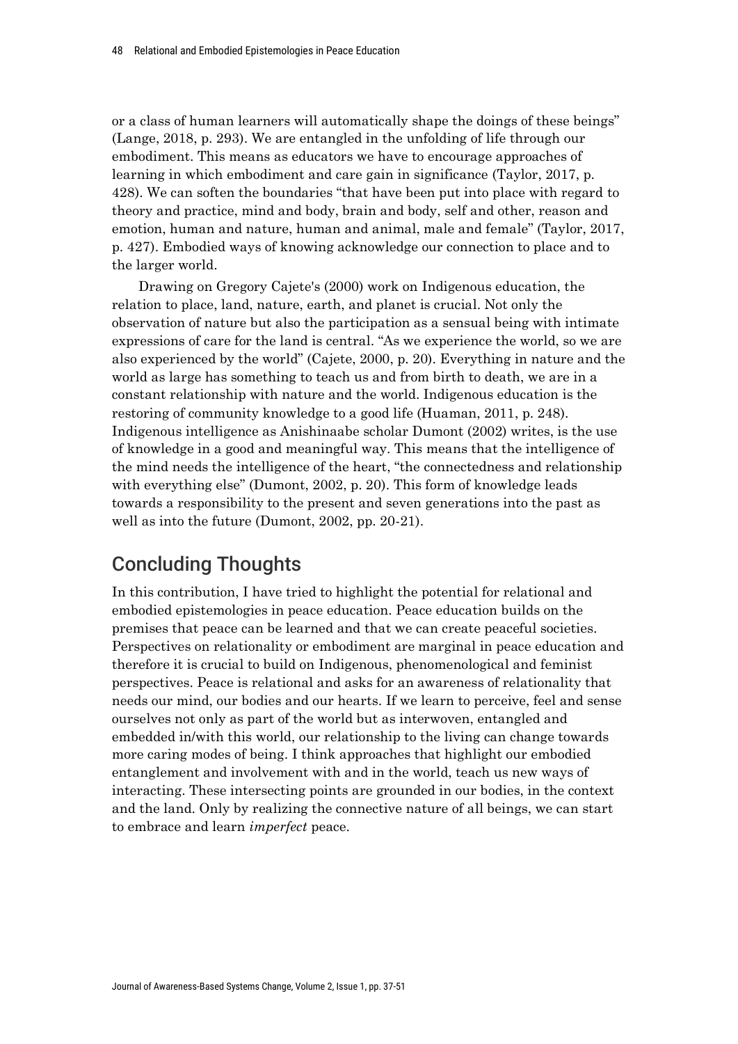or a class of human learners will automatically shape the doings of these beings" (Lange, 2018, p. 293). We are entangled in the unfolding of life through our embodiment. This means as educators we have to encourage approaches of learning in which embodiment and care gain in significance (Taylor, 2017, p. 428). We can soften the boundaries "that have been put into place with regard to theory and practice, mind and body, brain and body, self and other, reason and emotion, human and nature, human and animal, male and female" (Taylor, 2017, p. 427). Embodied ways of knowing acknowledge our connection to place and to the larger world.

Drawing on Gregory Cajete's (2000) work on Indigenous education, the relation to place, land, nature, earth, and planet is crucial. Not only the observation of nature but also the participation as a sensual being with intimate expressions of care for the land is central. "As we experience the world, so we are also experienced by the world" (Cajete, 2000, p. 20). Everything in nature and the world as large has something to teach us and from birth to death, we are in a constant relationship with nature and the world. Indigenous education is the restoring of community knowledge to a good life (Huaman, 2011, p. 248). Indigenous intelligence as Anishinaabe scholar Dumont (2002) writes, is the use of knowledge in a good and meaningful way. This means that the intelligence of the mind needs the intelligence of the heart, "the connectedness and relationship with everything else" (Dumont, 2002, p. 20). This form of knowledge leads towards a responsibility to the present and seven generations into the past as well as into the future (Dumont, 2002, pp. 20-21).

## Concluding Thoughts

In this contribution, I have tried to highlight the potential for relational and embodied epistemologies in peace education. Peace education builds on the premises that peace can be learned and that we can create peaceful societies. Perspectives on relationality or embodiment are marginal in peace education and therefore it is crucial to build on Indigenous, phenomenological and feminist perspectives. Peace is relational and asks for an awareness of relationality that needs our mind, our bodies and our hearts. If we learn to perceive, feel and sense ourselves not only as part of the world but as interwoven, entangled and embedded in/with this world, our relationship to the living can change towards more caring modes of being. I think approaches that highlight our embodied entanglement and involvement with and in the world, teach us new ways of interacting. These intersecting points are grounded in our bodies, in the context and the land. Only by realizing the connective nature of all beings, we can start to embrace and learn *imperfect* peace.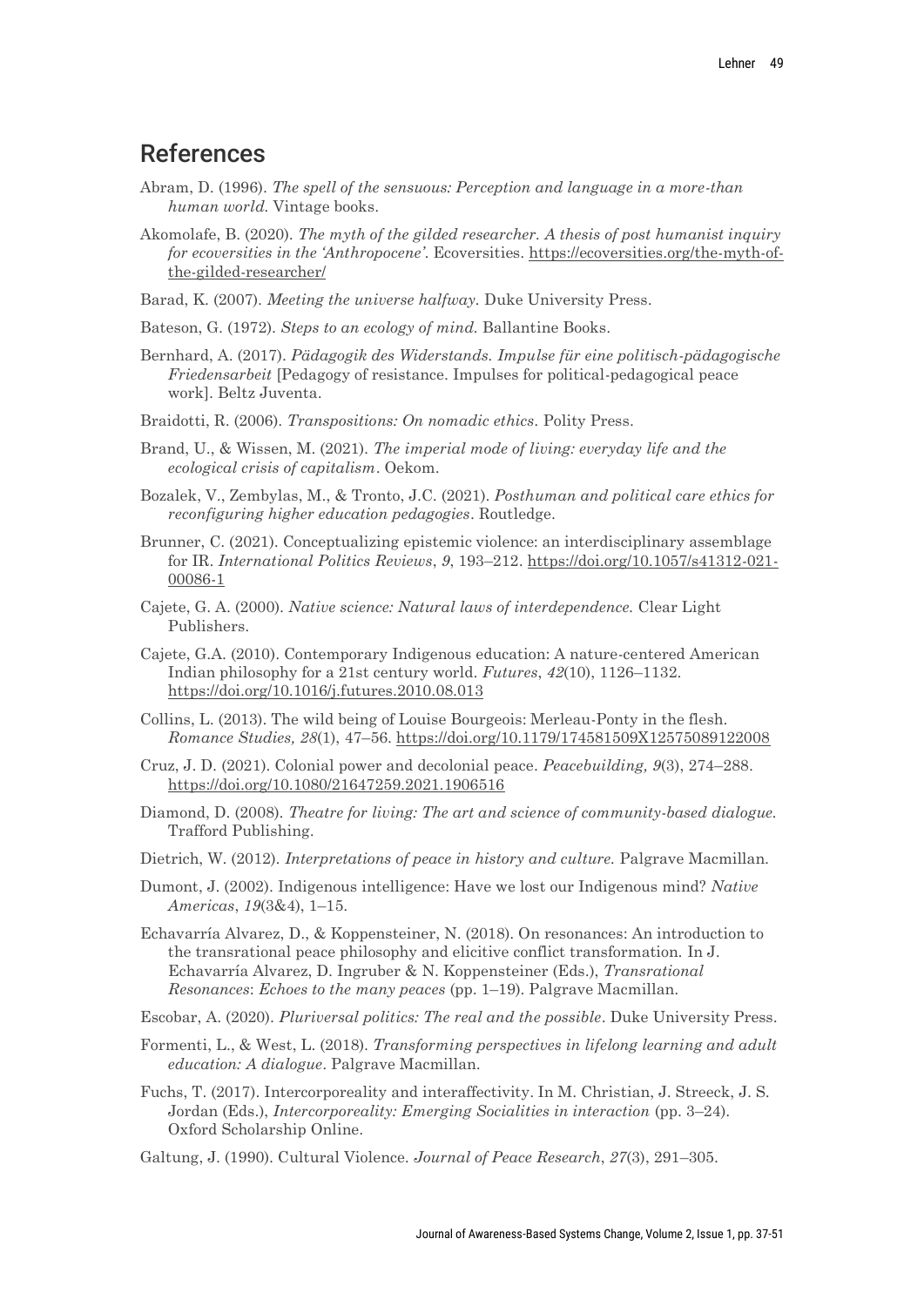## References

Abram, D. (1996). *The spell of the sensuous: Perception and language in a more-than human world*. Vintage books.

Akomolafe, B. (2020). *The myth of the gilded researcher. A thesis of post humanist inquiry for ecoversities in the 'Anthropocene'*. Ecoversities. https://ecoversities.org/the-myth-of-the-gilded-researcher/

Barad, K. (2007). *Meeting the universe halfway*. Duke University Press.

Bateson, G. (1972). *Steps to an ecology of mind*. Ballantine Books.

Bernhard, A. (2017). *Pädagogik des Widerstands. Impulse für eine politisch-pädagogische Friedensarbeit* [Pedagogy of resistance. Impulses for political-pedagogical peace work]. Beltz Juventa.

Braidotti, R. (2006). *Transpositions: On nomadic ethics*. Polity Press.

Brand, U., & Wissen, M. (2021). *The imperial mode of living: everyday life and the ecological crisis of capitalism*. Oekom.

Bozalek, V., Zembylas, M., & Tronto, J.C. (2021). *Posthuman and political care ethics for reconfiguring higher education pedagogies*. Routledge.

Brunner, C. (2021). Conceptualizing epistemic violence: an interdisciplinary assemblage for IR. *International Politics Reviews*, *9*, 193–212. https://doi.org/10.1057/s41312-021-00086-1

Cajete, G. A. (2000). *Native science: Natural laws of interdependence*. Clear Light Publishers.

Cajete, G.A. (2010). Contemporary Indigenous education: A nature-centered American Indian philosophy for a 21st century world. *Futures*, *42*(10), 1126–1132. https://doi.org/10.1016/j.futures.2010.08.013

Collins, L. (2013). The wild being of Louise Bourgeois: Merleau-Ponty in the flesh. *Romance Studies, 28*(1), 47–56. https://doi.org/10.1179/174581509X12575089122008

Cruz, J. D. (2021). Colonial power and decolonial peace. *Peacebuilding, 9*(3), 274–288. https://doi.org/10.1080/21647259.2021.1906516

Diamond, D. (2008). *Theatre for living: The art and science of community-based dialogue*. Trafford Publishing.

Dietrich, W. (2012). *Interpretations of peace in history and culture*. Palgrave Macmillan.

Dumont, J. (2002). Indigenous intelligence: Have we lost our Indigenous mind? *Native Americas*, *19*(3&4), 1–15.

Echavarría Alvarez, D., & Koppensteiner, N. (2018). On resonances: An introduction to the transrational peace philosophy and elicitive conflict transformation. In J. Echavarría Alvarez, D. Ingruber & N. Koppensteiner (Eds.), *Transrational Resonances*: *Echoes to the many peaces* (pp. 1–19). Palgrave Macmillan.

Escobar, A. (2020). *Pluriversal politics: The real and the possible*. Duke University Press.

Formenti, L., & West, L. (2018). *Transforming perspectives in lifelong learning and adult education: A dialogue*. Palgrave Macmillan.

Fuchs, T. (2017). Intercorporeality and interaffectivity. In M. Christian, J. Streeck, J. S. Jordan (Eds.), *Intercorporeality: Emerging Socialities in interaction* (pp. 3–24). Oxford Scholarship Online.

Galtung, J. (1990). Cultural Violence. *Journal of Peace Research*, *27*(3), 291–305.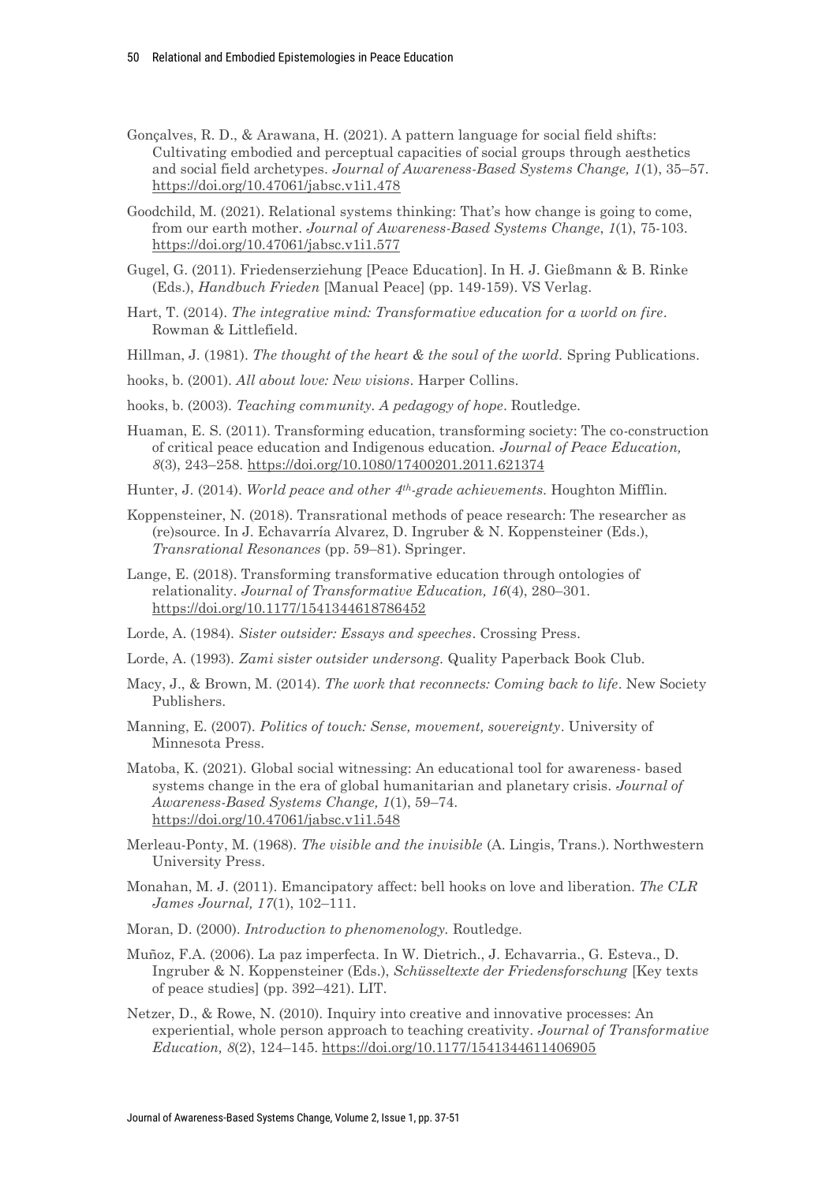Gonçalves, R. D., & Arawana, H. (2021). A pattern language for social field shifts: Cultivating embodied and perceptual capacities of social groups through aesthetics and social field archetypes. *Journal of Awareness-Based Systems Change, 1*(1), 35–57. https://doi.org/10.47061/jabsc.v1i1.478

Goodchild, M. (2021). Relational systems thinking: That's how change is going to come, from our earth mother. *Journal of Awareness-Based Systems Change*, *1*(1), 75-103. https://doi.org/10.47061/jabsc.v1i1.577

Gugel, G. (2011). Friedenserziehung [Peace Education]. In H. J. Gießmann & B. Rinke (Eds.), *Handbuch Frieden* [Manual Peace] (pp. 149-159). VS Verlag.

Hart, T. (2014). *The integrative mind: Transformative education for a world on fire*. Rowman & Littlefield.

Hillman, J. (1981). *The thought of the heart & the soul of the world.* Spring Publications.

hooks, b. (2001). *All about love: New visions*. Harper Collins.

hooks, b. (2003). *Teaching community. A pedagogy of hope*. Routledge.

Huaman, E. S. (2011). Transforming education, transforming society: The co-construction of critical peace education and Indigenous education. *Journal of Peace Education, 8*(3), 243–258. https://doi.org/10.1080/17400201.2011.621374

Hunter, J. (2014). *World peace and other 4th-grade achievements.* Houghton Mifflin.

Koppensteiner, N. (2018). Transrational methods of peace research: The researcher as (re)source. In J. Echavarría Alvarez, D. Ingruber & N. Koppensteiner (Eds.), *Transrational Resonances* (pp. 59–81). Springer.

Lange, E. (2018). Transforming transformative education through ontologies of relationality. *Journal of Transformative Education, 16*(4), 280–301. https://doi.org/10.1177/1541344618786452

Lorde, A. (1984). *Sister outsider: Essays and speeches*. Crossing Press.

Lorde, A. (1993). *Zami sister outsider undersong.* Quality Paperback Book Club.

Macy, J., & Brown, M. (2014). *The work that reconnects: Coming back to life*. New Society Publishers.

Manning, E. (2007). *Politics of touch: Sense, movement, sovereignty*. University of Minnesota Press.

Matoba, K. (2021). Global social witnessing: An educational tool for awareness- based systems change in the era of global humanitarian and planetary crisis. *Journal of Awareness-Based Systems Change, 1*(1), 59–74. https://doi.org/10.47061/jabsc.v1i1.548

Merleau-Ponty, M. (1968). *The visible and the invisible* (A. Lingis, Trans.). Northwestern University Press.

Monahan, M. J. (2011). Emancipatory affect: bell hooks on love and liberation. *The CLR James Journal, 17*(1), 102–111.

Moran, D. (2000). *Introduction to phenomenology.* Routledge.

Muñoz, F.A. (2006). La paz imperfecta. In W. Dietrich., J. Echavarria., G. Esteva., D. Ingruber & N. Koppensteiner (Eds.), *Schüsseltexte der Friedensforschung* [Key texts of peace studies] (pp. 392–421). LIT.

Netzer, D., & Rowe, N. (2010). Inquiry into creative and innovative processes: An experiential, whole person approach to teaching creativity. *Journal of Transformative Education, 8*(2), 124–145. https://doi.org/10.1177/1541344611406905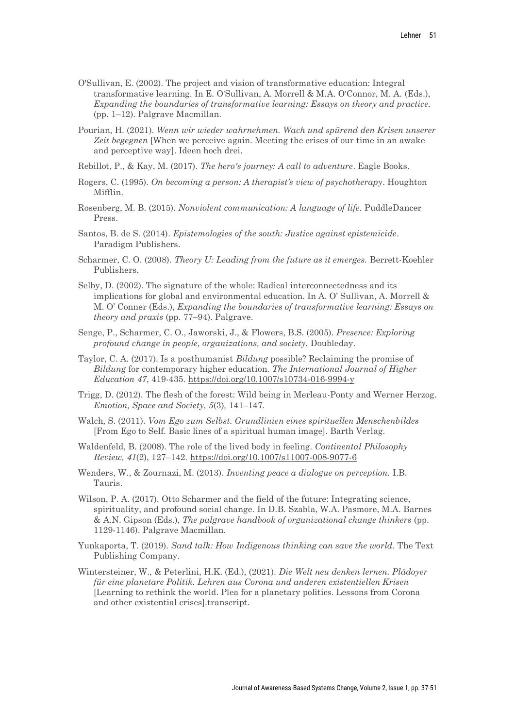O'Sullivan, E. (2002). The project and vision of transformative education: Integral transformative learning. In E. O'Sullivan, A. Morrell & M.A. O'Connor, M. A. (Eds.), *Expanding the boundaries of transformative learning: Essays on theory and practice.* (pp. 1–12). Palgrave Macmillan.

Pourian, H. (2021). *Wenn wir wieder wahrnehmen. Wach und spürend den Krisen unserer Zeit begegnen* [When we perceive again. Meeting the crises of our time in an awake and perceptive way]. Ideen hoch drei.

Rebillot, P., & Kay, M. (2017). *The hero's journey: A call to adventure*. Eagle Books.

Rogers, C. (1995). *On becoming a person: A therapist's view of psychotherapy*. Houghton Mifflin.

Rosenberg, M. B. (2015). *Nonviolent communication: A language of life.* PuddleDancer Press.

Santos, B. de S. (2014). *Epistemologies of the south: Justice against epistemicide*. Paradigm Publishers.

Scharmer, C. O. (2008). *Theory U: Leading from the future as it emerges.* Berrett-Koehler Publishers.

Selby, D. (2002). The signature of the whole: Radical interconnectedness and its implications for global and environmental education. In A. O' Sullivan, A. Morrell & M. O' Conner (Eds.), *Expanding the boundaries of transformative learning: Essays on theory and praxis* (pp. 77–94). Palgrave.

Senge, P., Scharmer, C. O., Jaworski, J., & Flowers, B.S. (2005). *Presence: Exploring profound change in people, organizations, and society.* Doubleday.

Taylor, C. A. (2017). Is a posthumanist *Bildung* possible? Reclaiming the promise of *Bildung* for contemporary higher education. *The International Journal of Higher Education 47*, 419-435. https://doi.org/10.1007/s10734-016-9994-y

Trigg, D. (2012). The flesh of the forest: Wild being in Merleau-Ponty and Werner Herzog. *Emotion, Space and Society, 5*(3), 141–147.

Walch, S. (2011). *Vom Ego zum Selbst. Grundlinien eines spirituellen Menschenbildes* [From Ego to Self. Basic lines of a spiritual human image]. Barth Verlag.

Waldenfeld, B. (2008). The role of the lived body in feeling. *Continental Philosophy Review, 41*(2), 127–142. https://doi.org/10.1007/s11007-008-9077-6

Wenders, W., & Zournazi, M. (2013). *Inventing peace a dialogue on perception.* I.B. Tauris.

Wilson, P. A. (2017). Otto Scharmer and the field of the future: Integrating science, spirituality, and profound social change. In D.B. Szabla, W.A. Pasmore, M.A. Barnes & A.N. Gipson (Eds.), *The palgrave handbook of organizational change thinkers* (pp. 1129-1146). Palgrave Macmillan.

Yunkaporta, T. (2019). *Sand talk: How Indigenous thinking can save the world.* The Text Publishing Company.

Wintersteiner, W., & Peterlini, H.K. (Ed.), (2021). *Die Welt neu denken lernen. Plädoyer für eine planetare Politik. Lehren aus Corona und anderen existentiellen Krisen* [Learning to rethink the world. Plea for a planetary politics. Lessons from Corona and other existential crises].transcript.